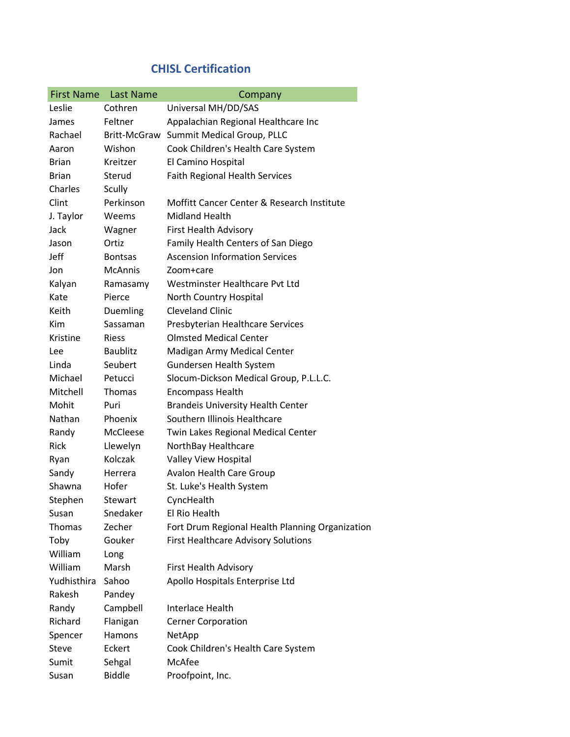## CHISL Certification

| First Name | Last Name | Company |
|---|---|---|
| Leslie | Cothren | Universal MH/DD/SAS |
| James | Feltner | Appalachian Regional Healthcare Inc |
| Rachael | Britt-McGraw | Summit Medical Group, PLLC |
| Aaron | Wishon | Cook Children's Health Care System |
| Brian | Kreitzer | El Camino Hospital |
| Brian | Sterud | Faith Regional Health Services |
| Charles | Scully | |
| Clint | Perkinson | Moffitt Cancer Center & Research Institute |
| J. Taylor | Weems | Midland Health |
| Jack | Wagner | First Health Advisory |
| Jason | Ortiz | Family Health Centers of San Diego |
| Jeff | Bontsas | Ascension Information Services |
| Jon | McAnnis | Zoom+care |
| Kalyan | Ramasamy | Westminster Healthcare Pvt Ltd |
| Kate | Pierce | North Country Hospital |
| Keith | Duemling | Cleveland Clinic |
| Kim | Sassaman | Presbyterian Healthcare Services |
| Kristine | Riess | Olmsted Medical Center |
| Lee | Baublitz | Madigan Army Medical Center |
| Linda | Seubert | Gundersen Health System |
| Michael | Petucci | Slocum-Dickson Medical Group, P.L.L.C. |
| Mitchell | Thomas | Encompass Health |
| Mohit | Puri | Brandeis University Health Center |
| Nathan | Phoenix | Southern Illinois Healthcare |
| Randy | McCleese | Twin Lakes Regional Medical Center |
| Rick | Llewelyn | NorthBay Healthcare |
| Ryan | Kolczak | Valley View Hospital |
| Sandy | Herrera | Avalon Health Care Group |
| Shawna | Hofer | St. Luke's Health System |
| Stephen | Stewart | CyncHealth |
| Susan | Snedaker | El Rio Health |
| Thomas | Zecher | Fort Drum Regional Health Planning Organization |
| Toby | Gouker | First Healthcare Advisory Solutions |
| William | Long | |
| William | Marsh | First Health Advisory |
| Yudhisthira | Sahoo | Apollo Hospitals Enterprise Ltd |
| Rakesh | Pandey | |
| Randy | Campbell | Interlace Health |
| Richard | Flanigan | Cerner Corporation |
| Spencer | Hamons | NetApp |
| Steve | Eckert | Cook Children's Health Care System |
| Sumit | Sehgal | McAfee |
| Susan | Biddle | Proofpoint, Inc. |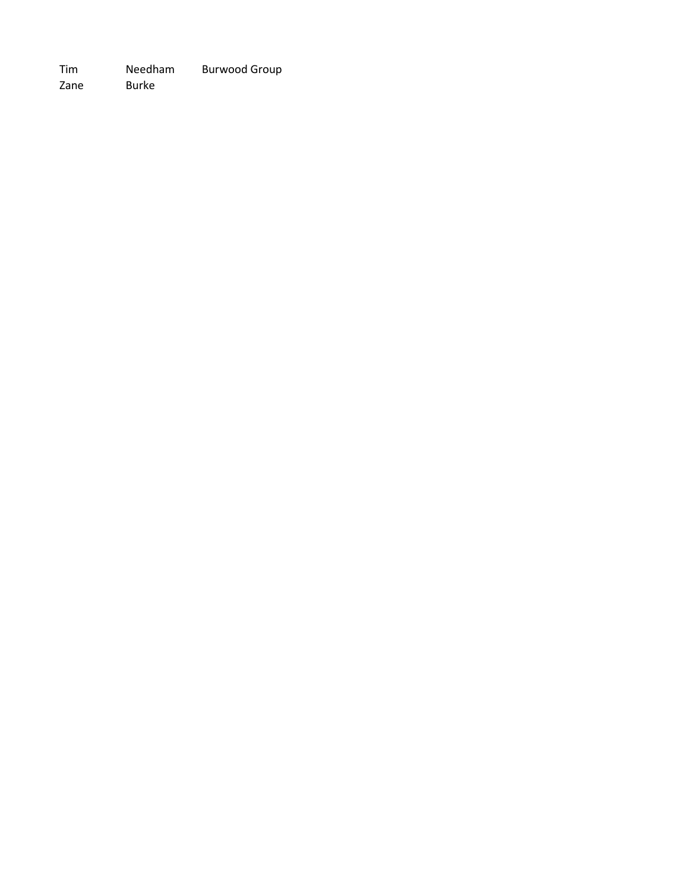| | | |
|---|---|---|
| Tim | Needham | Burwood Group |
| Zane | Burke | |